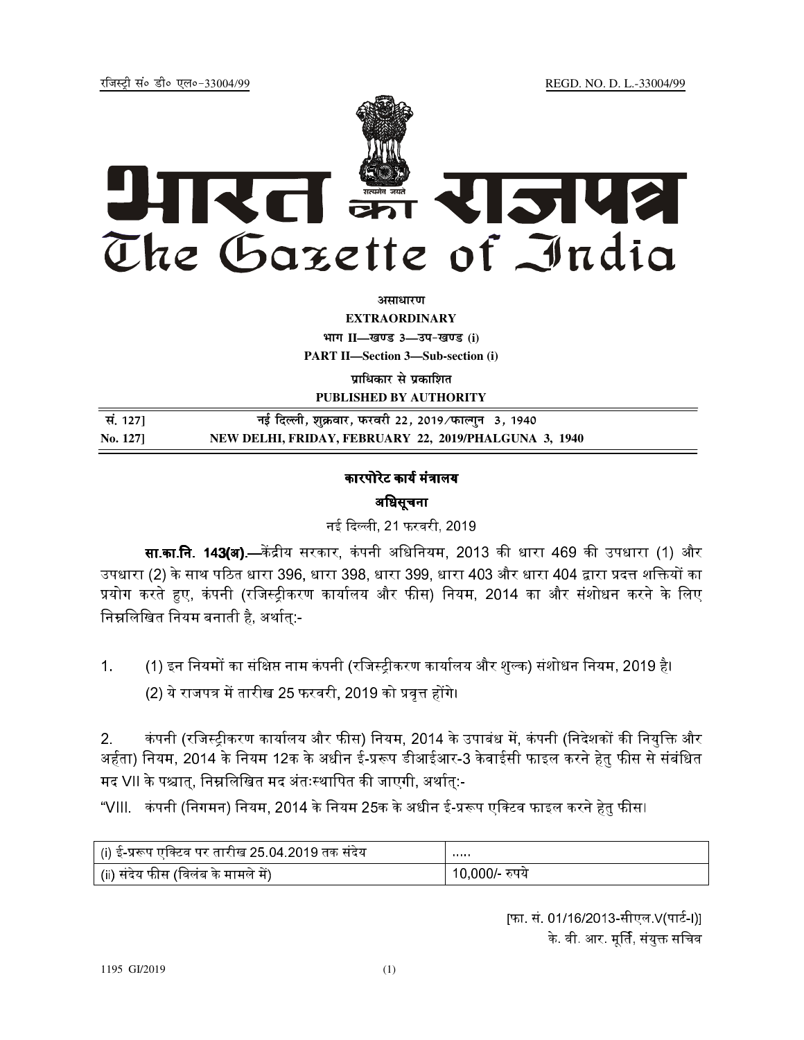रजिस्ट्री सं० डी० एल०-33004/99 REGD. NO. D. L.-33004/99

# भारत का राजपत्र
# The Gazette of India

**असाधारण**

**EXTRAORDINARY**

**भाग II—खण्ड 3—उप-खण्ड (i)**

**PART II—Section 3—Sub-section (i)**

**प्राधिकार से प्रकाशित**

**PUBLISHED BY AUTHORITY**

| सं. 127] | नई दिल्ली, शुक्रवार, फरवरी 22, 2019/फाल्गुन 3, 1940 |
|---|---|
| **No. 127]** | **NEW DELHI, FRIDAY, FEBRUARY 22, 2019/PHALGUNA 3, 1940** |

## कारपोरेट कार्य मंत्रालय

### अधिसूचना

नई दिल्ली, 21 फरवरी, 2019

**सा.का.नि. 143(अ).**—केंद्रीय सरकार, कंपनी अधिनियम, 2013 की धारा 469 की उपधारा (1) और उपधारा (2) के साथ पठित धारा 396, धारा 398, धारा 399, धारा 403 और धारा 404 द्वारा प्रदत्त शक्तियों का प्रयोग करते हुए, कंपनी (रजिस्ट्रीकरण कार्यालय और फीस) नियम, 2014 का और संशोधन करने के लिए निम्नलिखित नियम बनाती है, अर्थात्:-

1. (1) इन नियमों का संक्षिप्त नाम कंपनी (रजिस्ट्रीकरण कार्यालय और शुल्क) संशोधन नियम, 2019 है।

   (2) ये राजपत्र में तारीख 25 फरवरी, 2019 को प्रवृत्त होंगे।

2. कंपनी (रजिस्ट्रीकरण कार्यालय और फीस) नियम, 2014 के उपाबंध में, कंपनी (निदेशकों की नियुक्ति और अर्हता) नियम, 2014 के नियम 12क के अधीन ई-प्ररूप डीआईआर-3 केवाईसी फाइल करने हेतु फीस से संबंधित मद VII के पश्चात्, निम्नलिखित मद अंतःस्थापित की जाएगी, अर्थात्:-

"VIII. कंपनी (निगमन) नियम, 2014 के नियम 25क के अधीन ई-प्ररूप एक्टिव फाइल करने हेतु फीस।

| | |
|---|---|
| (i) ई-प्ररूप एक्टिव पर तारीख 25.04.2019 तक संदेय | ..... |
| (ii) संदेय फीस (विलंब के मामले में) | 10,000/- रुपये |

[फा. सं. 01/16/2013-सीएल.V(पार्ट-I)]

के. वी. आर. मूर्ति, संयुक्त सचिव

1195 GI/2019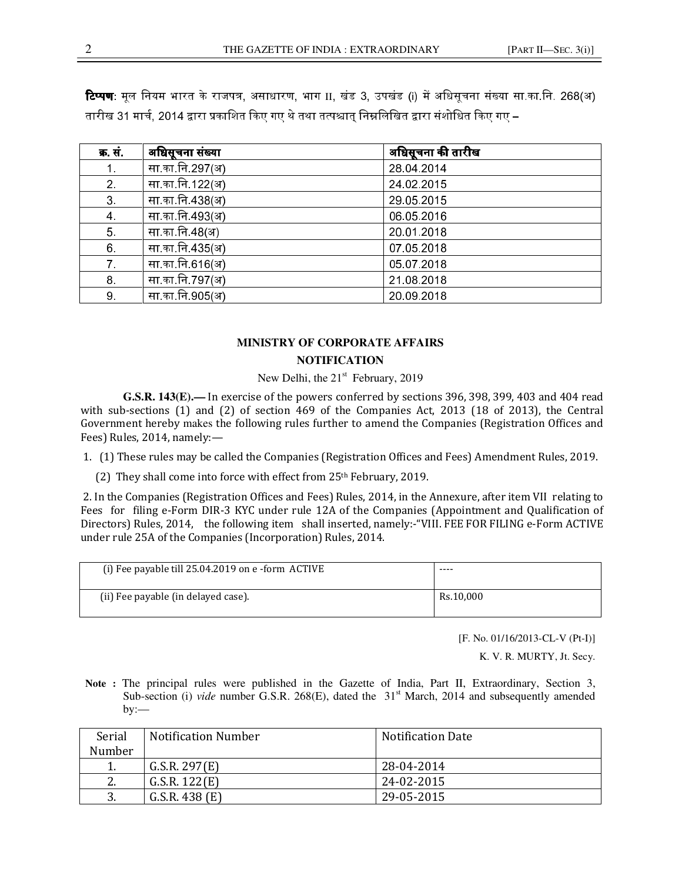**टिप्पण**: मूल नियम भारत के राजपत्र, असाधारण, भाग II, खंड 3, उपखंड (i) में अधिसूचना संख्या सा.का.नि. 268(अ) तारीख 31 मार्च, 2014 द्वारा प्रकाशित किए गए थे तथा तत्पश्चात् निम्नलिखित द्वारा संशोधित किए गए –

| क्र. सं. | अधिसूचना संख्या | अधिसूचना की तारीख |
|---|---|---|
| 1. | सा.का.नि.297(अ) | 28.04.2014 |
| 2. | सा.का.नि.122(अ) | 24.02.2015 |
| 3. | सा.का.नि.438(अ) | 29.05.2015 |
| 4. | सा.का.नि.493(अ) | 06.05.2016 |
| 5. | सा.का.नि.48(अ) | 20.01.2018 |
| 6. | सा.का.नि.435(अ) | 07.05.2018 |
| 7. | सा.का.नि.616(अ) | 05.07.2018 |
| 8. | सा.का.नि.797(अ) | 21.08.2018 |
| 9. | सा.का.नि.905(अ) | 20.09.2018 |

## MINISTRY OF CORPORATE AFFAIRS

## NOTIFICATION

New Delhi, the 21st February, 2019

**G.S.R. 143(E).—** In exercise of the powers conferred by sections 396, 398, 399, 403 and 404 read with sub-sections (1) and (2) of section 469 of the Companies Act, 2013 (18 of 2013), the Central Government hereby makes the following rules further to amend the Companies (Registration Offices and Fees) Rules, 2014, namely:—

1. (1) These rules may be called the Companies (Registration Offices and Fees) Amendment Rules, 2019.

   (2) They shall come into force with effect from 25th February, 2019.

2. In the Companies (Registration Offices and Fees) Rules, 2014, in the Annexure, after item VII relating to Fees for filing e-Form DIR-3 KYC under rule 12A of the Companies (Appointment and Qualification of Directors) Rules, 2014, the following item shall inserted, namely:-"VIII. FEE FOR FILING e-Form ACTIVE under rule 25A of the Companies (Incorporation) Rules, 2014.

| | |
|---|---|
| (i) Fee payable till 25.04.2019 on e -form ACTIVE | ---- |
| (ii) Fee payable (in delayed case). | Rs.10,000 |

[F. No. 01/16/2013-CL-V (Pt-I)]

K. V. R. MURTY, Jt. Secy.

**Note :** The principal rules were published in the Gazette of India, Part II, Extraordinary, Section 3, Sub-section (i) *vide* number G.S.R. 268(E), dated the 31st March, 2014 and subsequently amended by:—

| Serial Number | Notification Number | Notification Date |
|---|---|---|
| 1. | G.S.R. 297(E) | 28-04-2014 |
| 2. | G.S.R. 122(E) | 24-02-2015 |
| 3. | G.S.R. 438 (E) | 29-05-2015 |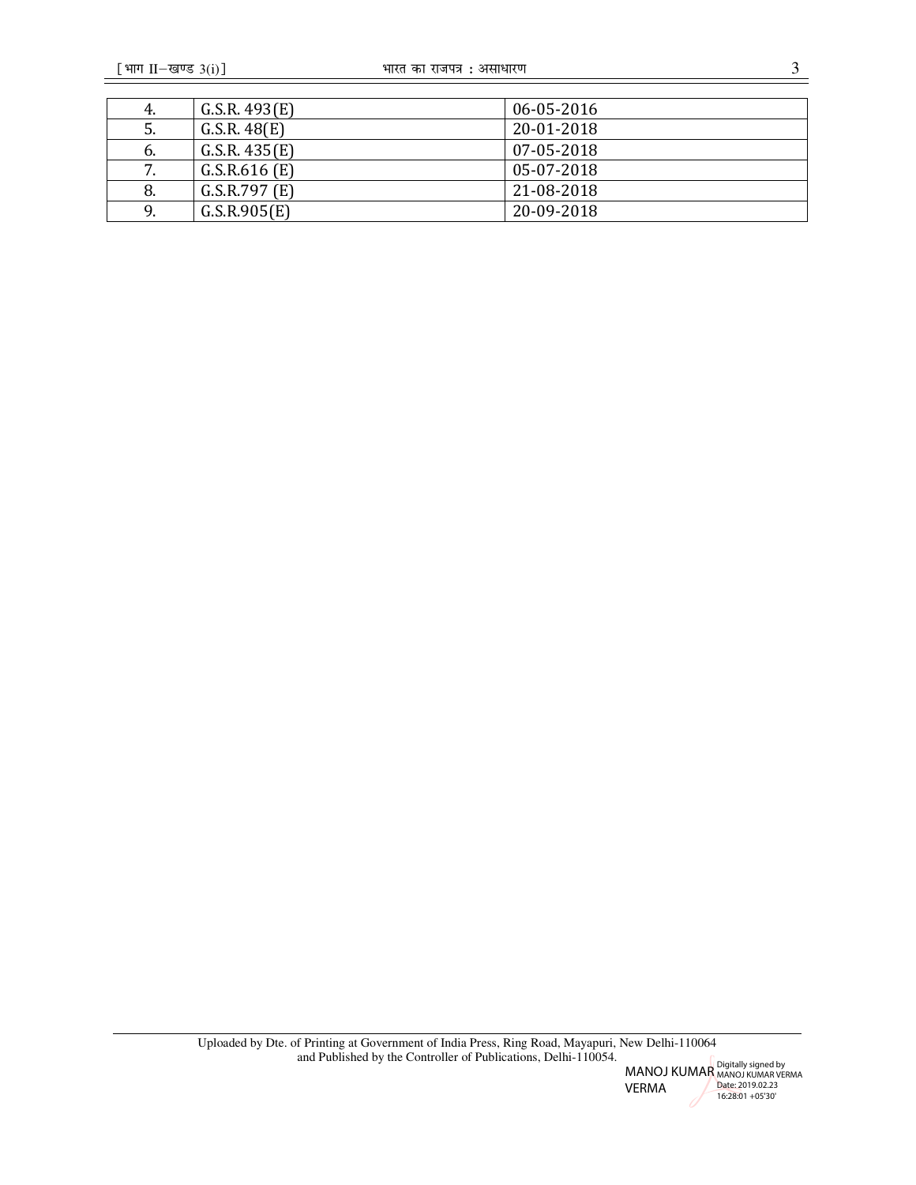| | | |
|---|---|---|
| 4. | G.S.R. 493(E) | 06-05-2016 |
| 5. | G.S.R. 48(E) | 20-01-2018 |
| 6. | G.S.R. 435(E) | 07-05-2018 |
| 7. | G.S.R.616 (E) | 05-07-2018 |
| 8. | G.S.R.797 (E) | 21-08-2018 |
| 9. | G.S.R.905(E) | 20-09-2018 |

Uploaded by Dte. of Printing at Government of India Press, Ring Road, Mayapuri, New Delhi-110064 and Published by the Controller of Publications, Delhi-110054.

MANOJ KUMAR VERMA

Digitally signed by MANOJ KUMAR VERMA
Date: 2019.02.23 16:28:01 +05'30'